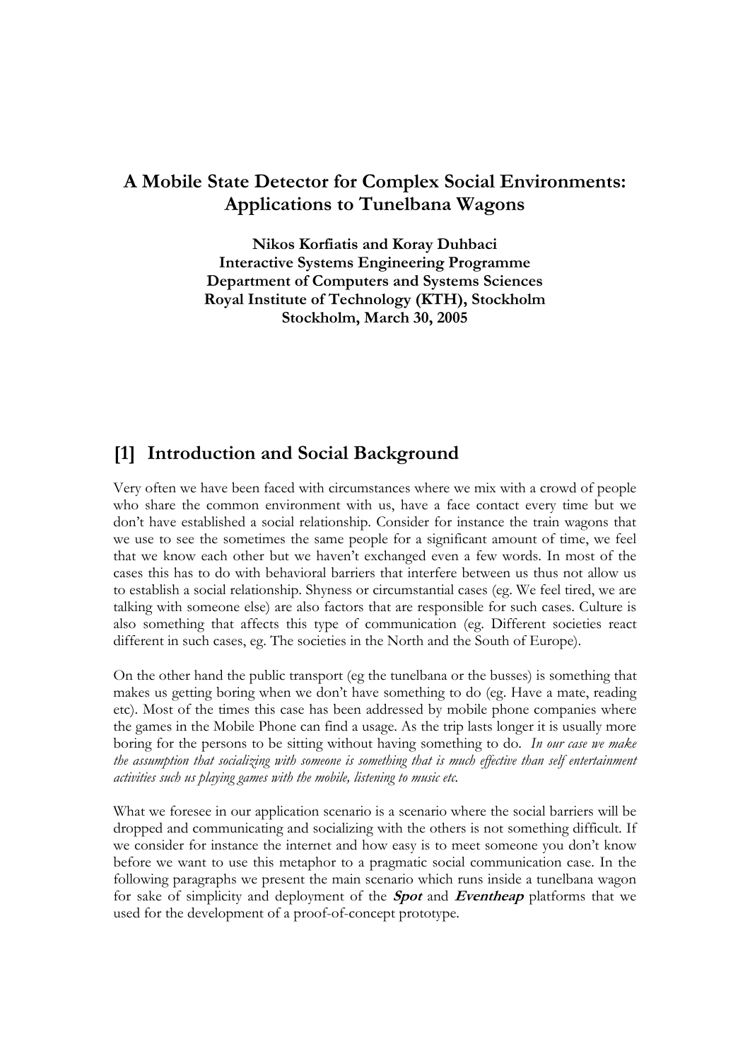# A Mobile State Detector for Complex Social Environments: Applications to Tunelbana Wagons

**Nikos Korfiatis and Koray Duhbaci**
**Interactive Systems Engineering Programme**
**Department of Computers and Systems Sciences**
**Royal Institute of Technology (KTH), Stockholm**
**Stockholm, March 30, 2005**

## [1] Introduction and Social Background

Very often we have been faced with circumstances where we mix with a crowd of people who share the common environment with us, have a face contact every time but we don't have established a social relationship. Consider for instance the train wagons that we use to see the sometimes the same people for a significant amount of time, we feel that we know each other but we haven't exchanged even a few words. In most of the cases this has to do with behavioral barriers that interfere between us thus not allow us to establish a social relationship. Shyness or circumstantial cases (eg. We feel tired, we are talking with someone else) are also factors that are responsible for such cases. Culture is also something that affects this type of communication (eg. Different societies react different in such cases, eg. The societies in the North and the South of Europe).

On the other hand the public transport (eg the tunelbana or the busses) is something that makes us getting boring when we don't have something to do (eg. Have a mate, reading etc). Most of the times this case has been addressed by mobile phone companies where the games in the Mobile Phone can find a usage. As the trip lasts longer it is usually more boring for the persons to be sitting without having something to do. *In our case we make the assumption that socializing with someone is something that is much effective than self entertainment activities such us playing games with the mobile, listening to music etc.*

What we foresee in our application scenario is a scenario where the social barriers will be dropped and communicating and socializing with the others is not something difficult. If we consider for instance the internet and how easy is to meet someone you don't know before we want to use this metaphor to a pragmatic social communication case. In the following paragraphs we present the main scenario which runs inside a tunelbana wagon for sake of simplicity and deployment of the ***Spot*** and ***Eventheap*** platforms that we used for the development of a proof-of-concept prototype.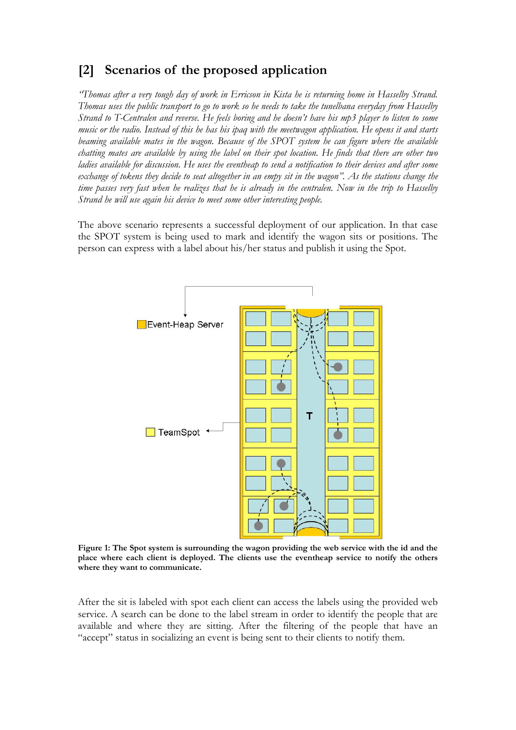## [2] Scenarios of the proposed application

*"Thomas after a very tough day of work in Erricson in Kista he is returning home in Hasselby Strand. Thomas uses the public transport to go to work so he needs to take the tunelbana everyday from Hasselby Strand to T-Centralen and reverse. He feels boring and he doesn't have his mp3 player to listen to some music or the radio. Instead of this he has his ipaq with the meetwagon application. He opens it and starts beaming available mates in the wagon. Because of the SPOT system he can figure where the available chatting mates are available by using the label on their spot location. He finds that there are other two ladies available for discussion. He uses the eventheap to send a notification to their devices and after some exchange of tokens they decide to seat altogether in an empy sit in the wagon". As the stations change the time passes very fast when he realizes that he is already in the centralen. Now in the trip to Hasselby Strand he will use again his device to meet some other interesting people.*

The above scenario represents a successful deployment of our application. In that case the SPOT system is being used to mark and identify the wagon sits or positions. The person can express with a label about his/her status and publish it using the Spot.

**Figure 1: The Spot system is surrounding the wagon providing the web service with the id and the place where each client is deployed. The clients use the eventheap service to notify the others where they want to communicate.**

After the sit is labeled with spot each client can access the labels using the provided web service. A search can be done to the label stream in order to identify the people that are available and where they are sitting. After the filtering of the people that have an "accept" status in socializing an event is being sent to their clients to notify them.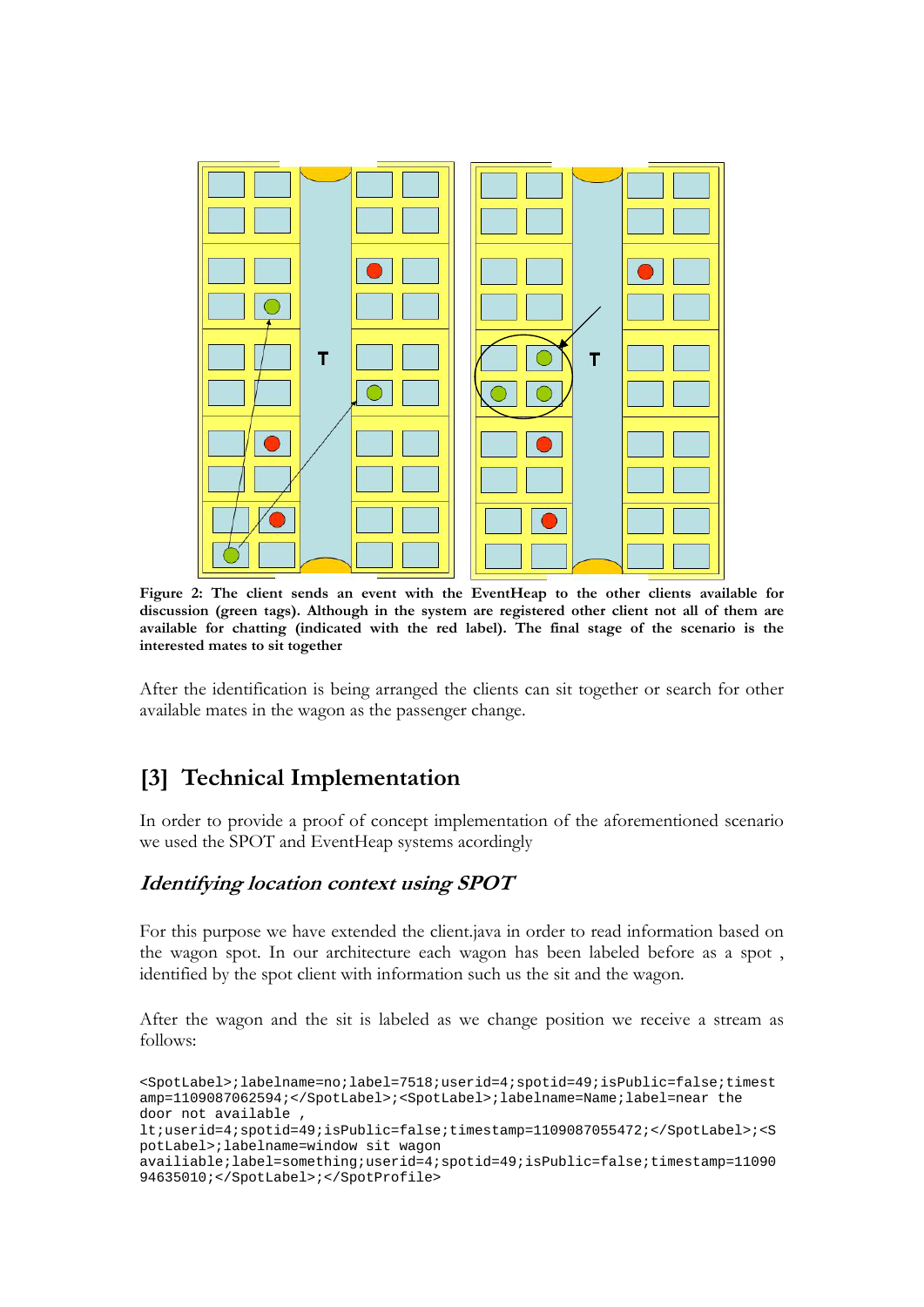**Figure 2: The client sends an event with the EventHeap to the other clients available for discussion (green tags). Although in the system are registered other client not all of them are available for chatting (indicated with the red label). The final stage of the scenario is the interested mates to sit together**

After the identification is being arranged the clients can sit together or search for other available mates in the wagon as the passenger change.

## [3] Technical Implementation

In order to provide a proof of concept implementation of the aforementioned scenario we used the SPOT and EventHeap systems acordingly

### *Identifying location context using SPOT*

For this purpose we have extended the client.java in order to read information based on the wagon spot. In our architecture each wagon has been labeled before as a spot , identified by the spot client with information such us the sit and the wagon.

After the wagon and the sit is labeled as we change position we receive a stream as follows:

```
<SpotLabel>;labelname=no;label=7518;userid=4;spotid=49;isPublic=false;timest
amp=1109087062594;</SpotLabel>;<SpotLabel>;labelname=Name;label=near the
door not available ,
lt;userid=4;spotid=49;isPublic=false;timestamp=1109087055472;</SpotLabel>;<S
potLabel>;labelname=window sit wagon
availiable;label=something;userid=4;spotid=49;isPublic=false;timestamp=11090
94635010;</SpotLabel>;</SpotProfile>
```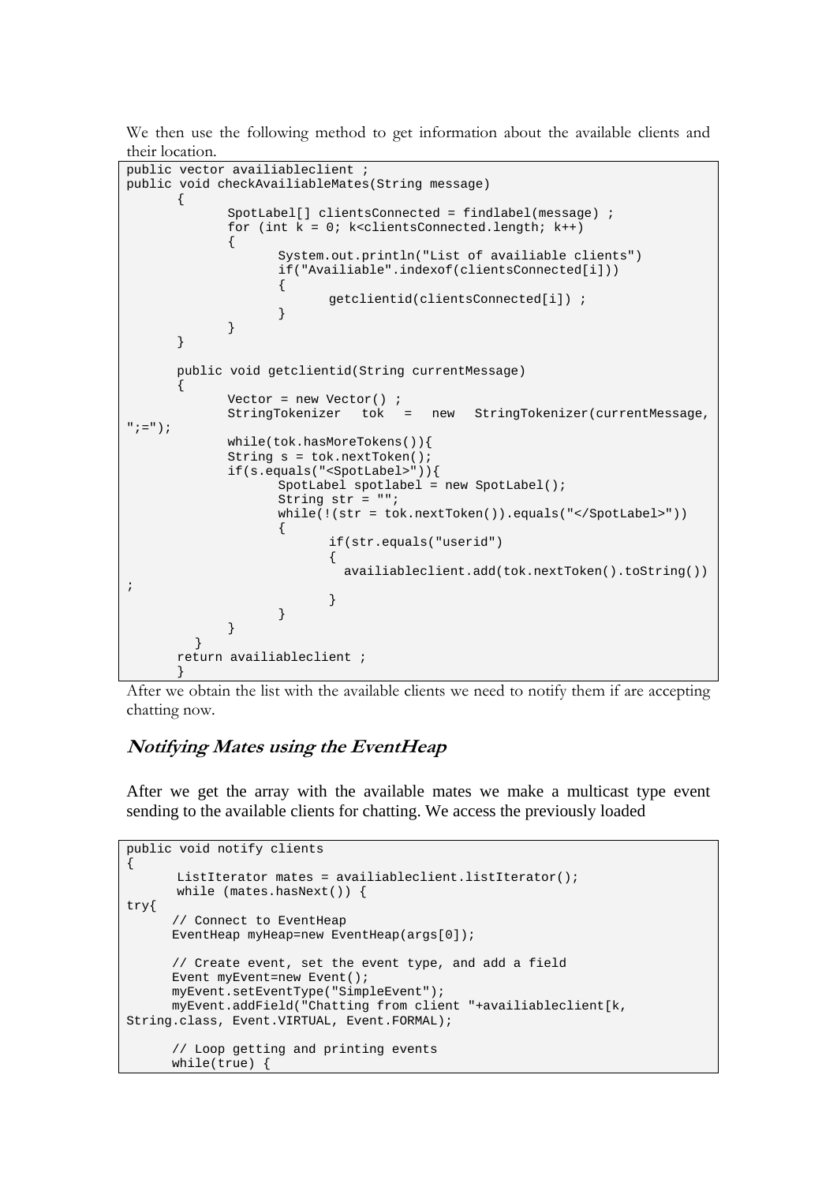We then use the following method to get information about the available clients and their location.

```
public vector availiableclient ;
public void checkAvailiableMates(String message)
      {
            SpotLabel[] clientsConnected = findlabel(message) ;
            for (int k = 0; k<clientsConnected.length; k++)
            {
                  System.out.println("List of availiable clients")
                  if("Availiable".indexof(clientsConnected[i]))
                  {
                        getclientid(clientsConnected[i]) ;
                  }
            }
      }

      public void getclientid(String currentMessage)
      {
            Vector = new Vector() ;
            StringTokenizer   tok   =   new   StringTokenizer(currentMessage,
";=");
            while(tok.hasMoreTokens()){
            String s = tok.nextToken();
            if(s.equals("<SpotLabel>")){
                  SpotLabel spotlabel = new SpotLabel();
                  String str = "";
                  while(!(str = tok.nextToken()).equals("</SpotLabel>"))
                  {
                        if(str.equals("userid")
                        {
                          availiableclient.add(tok.nextToken().toString())
;
                        }
                  }
            }
        }
      return availiableclient ;
      }
```

After we obtain the list with the available clients we need to notify them if are accepting chatting now.

### *Notifying Mates using the EventHeap*

After we get the array with the available mates we make a multicast type event sending to the available clients for chatting. We access the previously loaded

```
public void notify clients
{
      ListIterator mates = availiableclient.listIterator();
      while (mates.hasNext()) {
try{
      // Connect to EventHeap
      EventHeap myHeap=new EventHeap(args[0]);

      // Create event, set the event type, and add a field
      Event myEvent=new Event();
      myEvent.setEventType("SimpleEvent");
      myEvent.addField("Chatting from client "+availiableclient[k,
String.class, Event.VIRTUAL, Event.FORMAL);

      // Loop getting and printing events
      while(true) {
```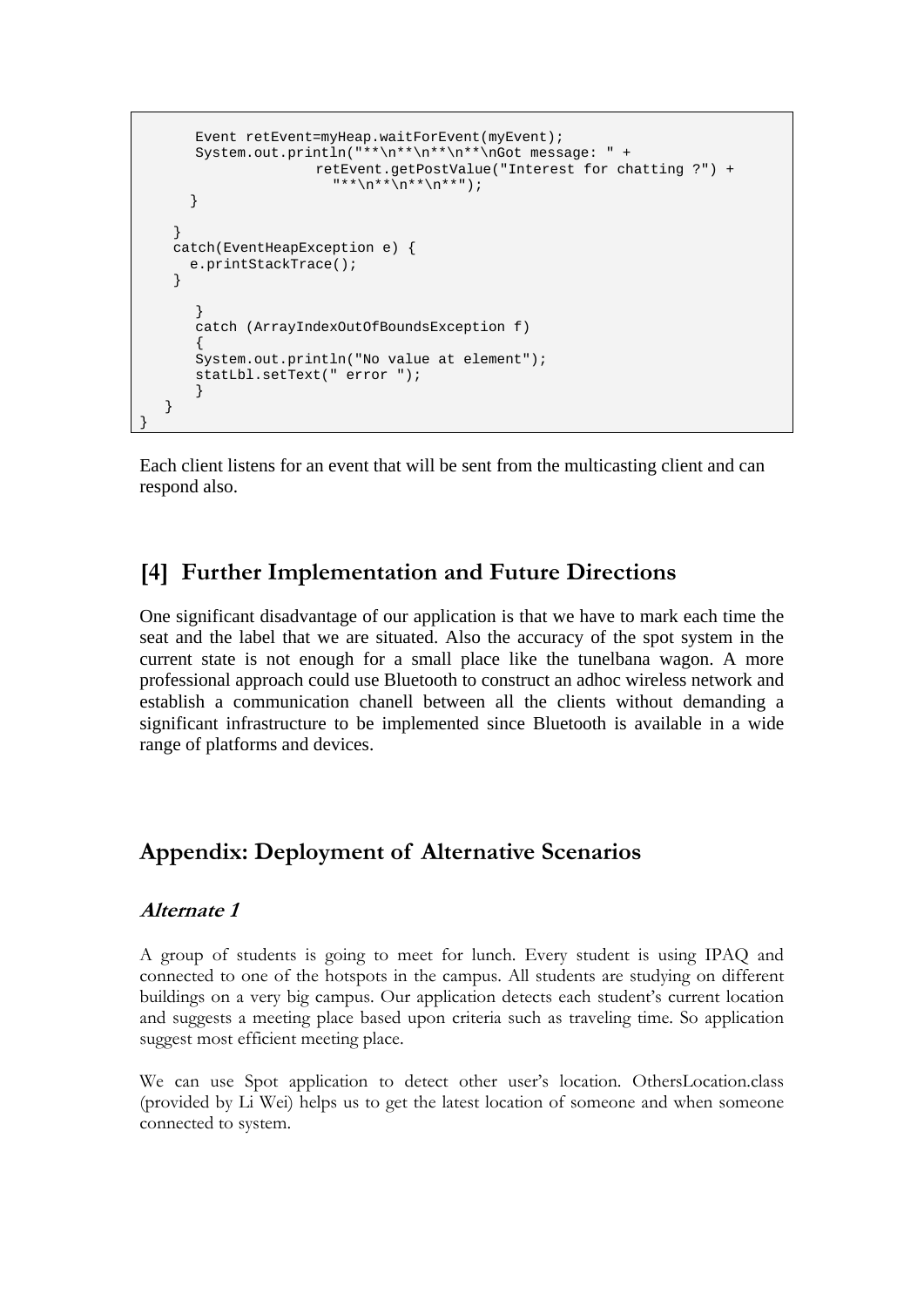```
      Event retEvent=myHeap.waitForEvent(myEvent);
      System.out.println("**\n**\n**\n**\nGot message: " +
                    retEvent.getPostValue("Interest for chatting ?") +
                      "**\n**\n**\n**");
     }

   }
   catch(EventHeapException e) {
     e.printStackTrace();
   }

      }
      catch (ArrayIndexOutOfBoundsException f)
      {
      System.out.println("No value at element");
      statLbl.setText(" error ");
      }
  }
}
```

Each client listens for an event that will be sent from the multicasting client and can respond also.

## [4] Further Implementation and Future Directions

One significant disadvantage of our application is that we have to mark each time the seat and the label that we are situated. Also the accuracy of the spot system in the current state is not enough for a small place like the tunelbana wagon. A more professional approach could use Bluetooth to construct an adhoc wireless network and establish a communication chanell between all the clients without demanding a significant infrastructure to be implemented since Bluetooth is available in a wide range of platforms and devices.

## Appendix: Deployment of Alternative Scenarios

### *Alternate 1*

A group of students is going to meet for lunch. Every student is using IPAQ and connected to one of the hotspots in the campus. All students are studying on different buildings on a very big campus. Our application detects each student's current location and suggests a meeting place based upon criteria such as traveling time. So application suggest most efficient meeting place.

We can use Spot application to detect other user's location. OthersLocation.class (provided by Li Wei) helps us to get the latest location of someone and when someone connected to system.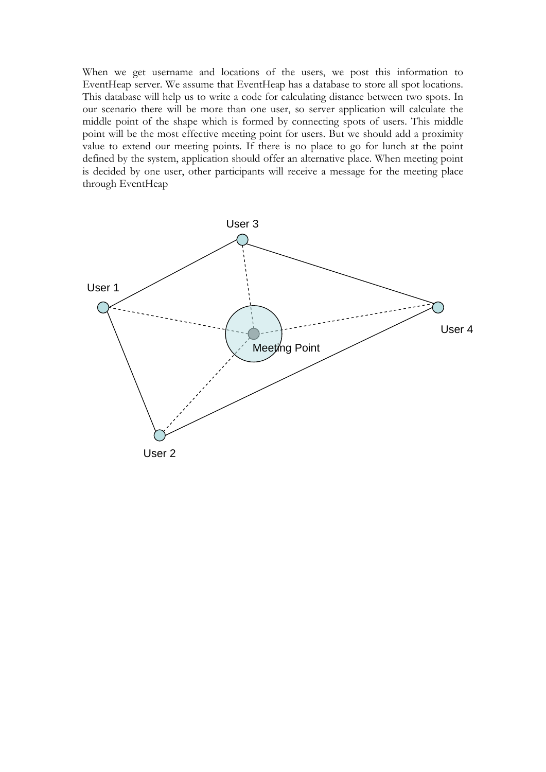When we get username and locations of the users, we post this information to EventHeap server. We assume that EventHeap has a database to store all spot locations. This database will help us to write a code for calculating distance between two spots. In our scenario there will be more than one user, so server application will calculate the middle point of the shape which is formed by connecting spots of users. This middle point will be the most effective meeting point for users. But we should add a proximity value to extend our meeting points. If there is no place to go for lunch at the point defined by the system, application should offer an alternative place. When meeting point is decided by one user, other participants will receive a message for the meeting place through EventHeap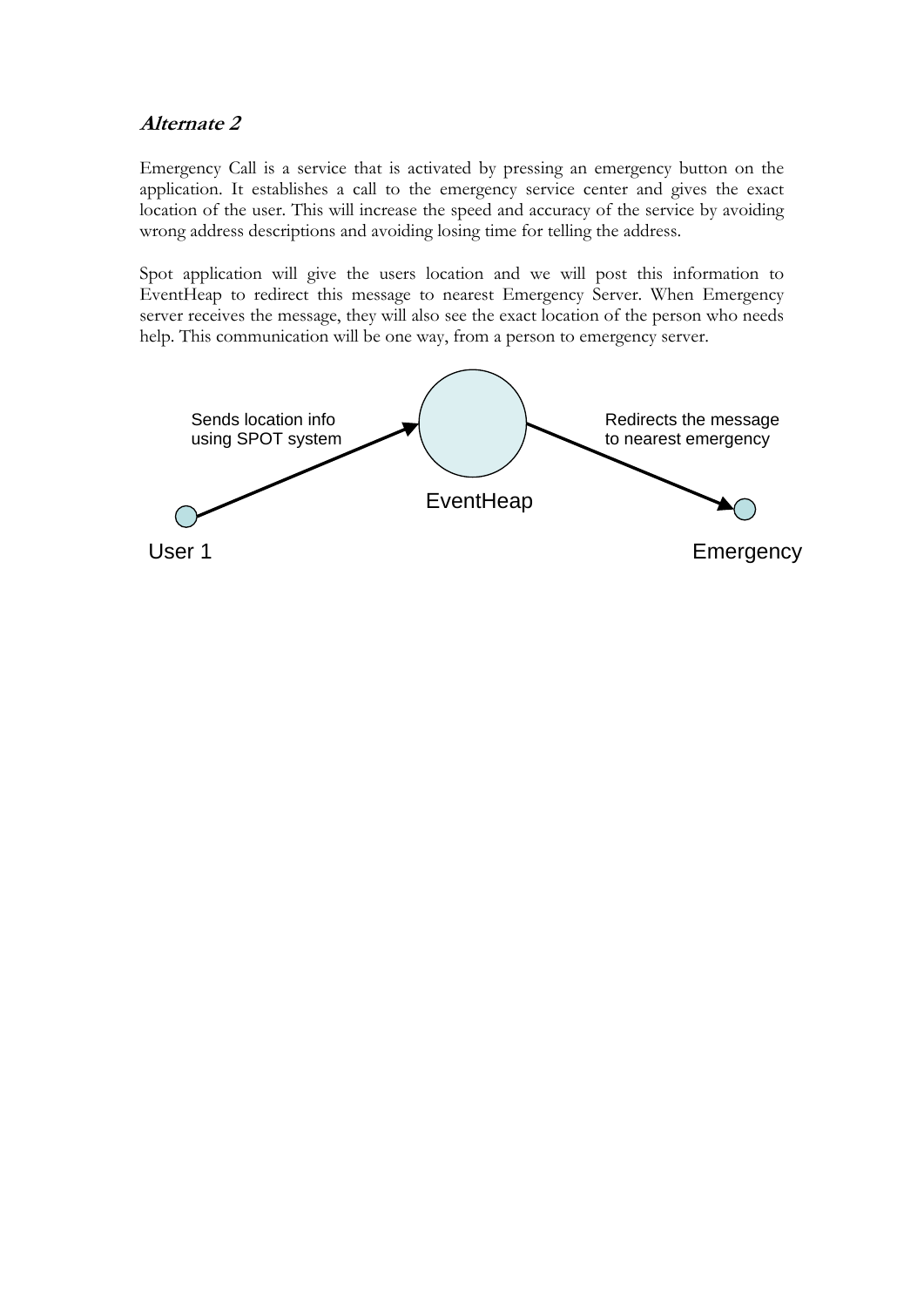## *Alternate 2*

Emergency Call is a service that is activated by pressing an emergency button on the application. It establishes a call to the emergency service center and gives the exact location of the user. This will increase the speed and accuracy of the service by avoiding wrong address descriptions and avoiding losing time for telling the address.

Spot application will give the users location and we will post this information to EventHeap to redirect this message to nearest Emergency Server. When Emergency server receives the message, they will also see the exact location of the person who needs help. This communication will be one way, from a person to emergency server.

Sends location info using SPOT system

Redirects the message to nearest emergency

EventHeap

User 1

Emergency